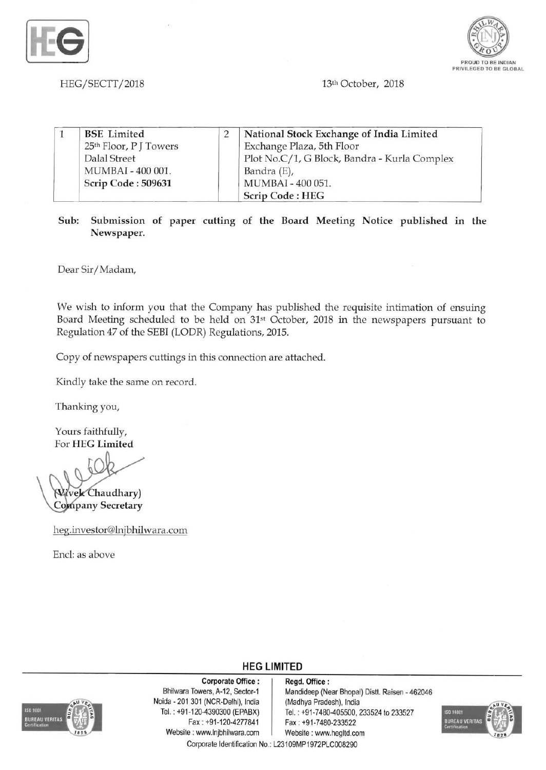HEG/SECTT/2018

13th October, 2018

| 1 | **BSE Limited**<br>25th Floor, P J Towers<br>Dalal Street<br>MUMBAI - 400 001.<br>**Scrip Code : 509631** | 2 | **National Stock Exchange of India Limited**<br>Exchange Plaza, 5th Floor<br>Plot No.C/1, G Block, Bandra - Kurla Complex<br>Bandra (E),<br>MUMBAI - 400 051.<br>**Scrip Code : HEG** |
|---|---|---|---|

**Sub: Submission of paper cutting of the Board Meeting Notice published in the Newspaper.**

Dear Sir/Madam,

We wish to inform you that the Company has published the requisite intimation of ensuing Board Meeting scheduled to be held on 31st October, 2018 in the newspapers pursuant to Regulation 47 of the SEBI (LODR) Regulations, 2015.

Copy of newspapers cuttings in this connection are attached.

Kindly take the same on record.

Thanking you,

Yours faithfully,
For **HEG Limited**

(Vivek Chaudhary)
**Company Secretary**

heg.investor@lnjbhilwara.com

Encl: as above

**HEG LIMITED**

**Corporate Office :**
Bhilwara Towers, A-12, Sector-1
Noida - 201 301 (NCR-Delhi), India
Tel. : +91-120-4390300 (EPABX)
Fax : +91-120-4277841
Website : www.lnjbhilwara.com

**Regd. Office :**
Mandideep (Near Bhopal) Distt. Raisen - 462046
(Madhya Pradesh), India
Tel. : +91-7480-405500, 233524 to 233527
Fax : +91-7480-233522
Website : www.hegltd.com

Corporate Identification No.: L23109MP1972PLC008290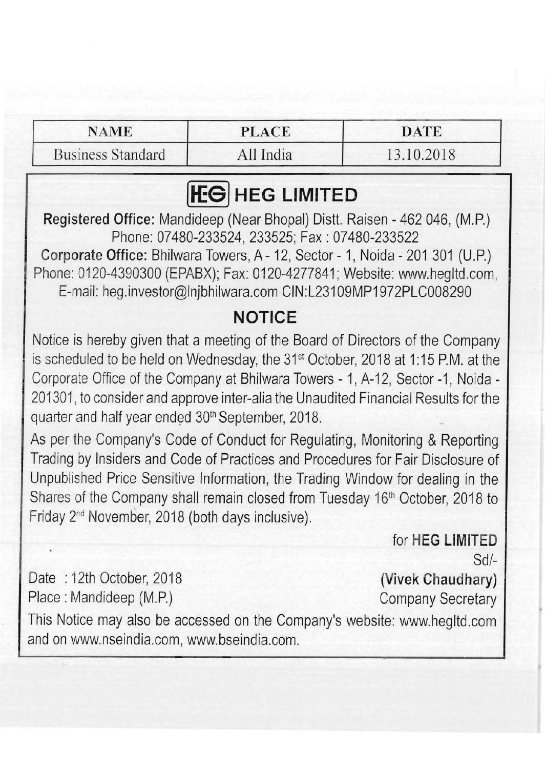| NAME | PLACE | DATE |
| --- | --- | --- |
| Business Standard | All India | 13.10.2018 |

# HEG LIMITED

**Registered Office:** Mandideep (Near Bhopal) Distt. Raisen - 462 046, (M.P.)
Phone: 07480-233524, 233525; Fax : 07480-233522
**Corporate Office:** Bhilwara Towers, A - 12, Sector - 1, Noida - 201 301 (U.P.)
Phone: 0120-4390300 (EPABX); Fax: 0120-4277841; Website: www.hegltd.com,
E-mail: heg.investor@lnjbhilwara.com CIN:L23109MP1972PLC008290

## NOTICE

Notice is hereby given that a meeting of the Board of Directors of the Company is scheduled to be held on Wednesday, the 31st October, 2018 at 1:15 P.M. at the Corporate Office of the Company at Bhilwara Towers - 1, A-12, Sector -1, Noida - 201301, to consider and approve inter-alia the Unaudited Financial Results for the quarter and half year ended 30th September, 2018.

As per the Company's Code of Conduct for Regulating, Monitoring & Reporting Trading by Insiders and Code of Practices and Procedures for Fair Disclosure of Unpublished Price Sensitive Information, the Trading Window for dealing in the Shares of the Company shall remain closed from Tuesday 16th October, 2018 to Friday 2nd November, 2018 (both days inclusive).

for **HEG LIMITED**
Sd/-
**(Vivek Chaudhary)**
Company Secretary

Date : 12th October, 2018
Place : Mandideep (M.P.)

This Notice may also be accessed on the Company's website: www.hegltd.com and on www.nseindia.com, www.bseindia.com.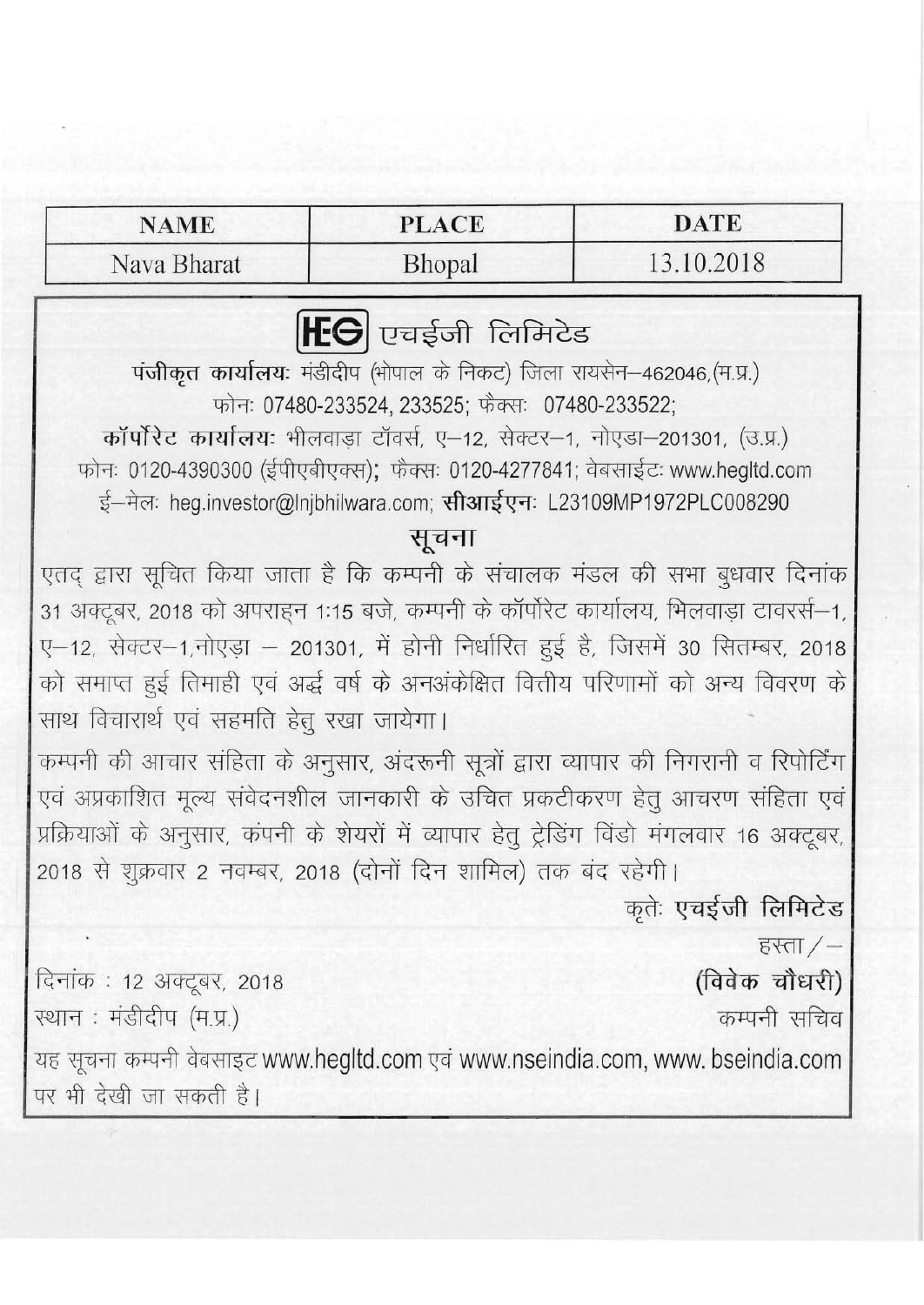| NAME | PLACE | DATE |
|---|---|---|
| Nava Bharat | Bhopal | 13.10.2018 |

# HEG एचईजी लिमिटेड

**पंजीकृत कार्यालयः** मंडीदीप (भोपाल के निकट) जिला रायसेन–462046,(म.प्र.)
फोनः 07480-233524, 233525; फैक्सः 07480-233522;
**कॉर्पोरेट कार्यालयः** भीलवाड़ा टॉवर्स, ए–12, सेक्टर–1, नोएडा–201301, (उ.प्र.)
फोनः 0120-4390300 (ईपीएबीएक्स); फैक्सः 0120-4277841; वेबसाईटः www.hegltd.com
ई–मेलः heg.investor@lnjbhilwara.com; **सीआईएनः** L23109MP1972PLC008290

## सूचना

एतद् द्वारा सूचित किया जाता है कि कम्पनी के संचालक मंडल की सभा बुधवार दिनांक 31 अक्टूबर, 2018 को अपराह्न 1:15 बजे, कम्पनी के कॉर्पोरेट कार्यालय, भिलवाड़ा टावरर्स–1, ए–12, सेक्टर–1,नोएड़ा – 201301, में होनी निर्धारित हुई है, जिसमें 30 सितम्बर, 2018 को समाप्त हुई तिमाही एवं अर्द्ध वर्ष के अनअंकेक्षित वित्तीय परिणामों को अन्य विवरण के साथ विचारार्थ एवं सहमति हेतु रखा जायेगा।

कम्पनी की आचार संहिता के अनुसार, अंदरूनी सूत्रों द्वारा व्यापार की निगरानी व रिपोर्टिंग एवं अप्रकाशित मूल्य संवेदनशील जानकारी के उचित प्रकटीकरण हेतु आचरण संहिता एवं प्रक्रियाओं के अनुसार, कंपनी के शेयरों में व्यापार हेतु ट्रेडिंग विंडो मंगलवार 16 अक्टूबर, 2018 से शुक्रवार 2 नवम्बर, 2018 (दोनों दिन शामिल) तक बंद रहेगी।

**कृतेः एचईजी लिमिटेड**
हस्ता/–
**(विवेक चौधरी)**
कम्पनी सचिव

दिनांक : 12 अक्टूबर, 2018
स्थान : मंडीदीप (म.प्र.)

यह सूचना कम्पनी वेबसाइट www.hegltd.com एवं www.nseindia.com, www. bseindia.com पर भी देखी जा सकती है।